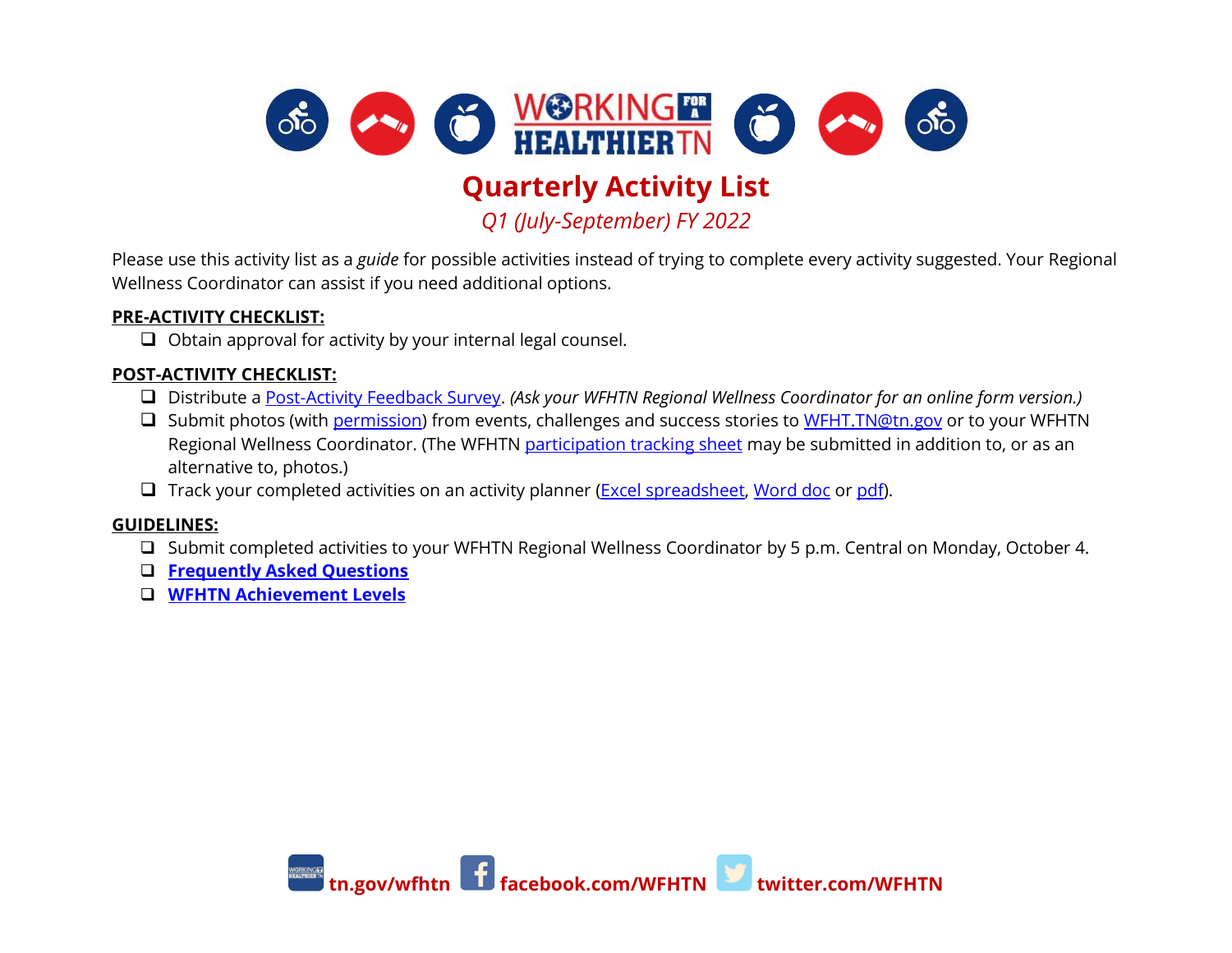# Quarterly Activity List

*Q1 (July-September) FY 2022*

Please use this activity list as a *guide* for possible activities instead of trying to complete every activity suggested. Your Regional Wellness Coordinator can assist if you need additional options.

**PRE-ACTIVITY CHECKLIST:**

- ❑ Obtain approval for activity by your internal legal counsel.

**POST-ACTIVITY CHECKLIST:**

- ❑ Distribute a Post-Activity Feedback Survey. *(Ask your WFHTN Regional Wellness Coordinator for an online form version.)*
- ❑ Submit photos (with permission) from events, challenges and success stories to WFHT.TN@tn.gov or to your WFHTN Regional Wellness Coordinator. (The WFHTN participation tracking sheet may be submitted in addition to, or as an alternative to, photos.)
- ❑ Track your completed activities on an activity planner (Excel spreadsheet, Word doc or pdf).

**GUIDELINES:**

- ❑ Submit completed activities to your WFHTN Regional Wellness Coordinator by 5 p.m. Central on Monday, October 4.
- ❑ **Frequently Asked Questions**
- ❑ **WFHTN Achievement Levels**

**tn.gov/wfhtn** **facebook.com/WFHTN** **twitter.com/WFHTN**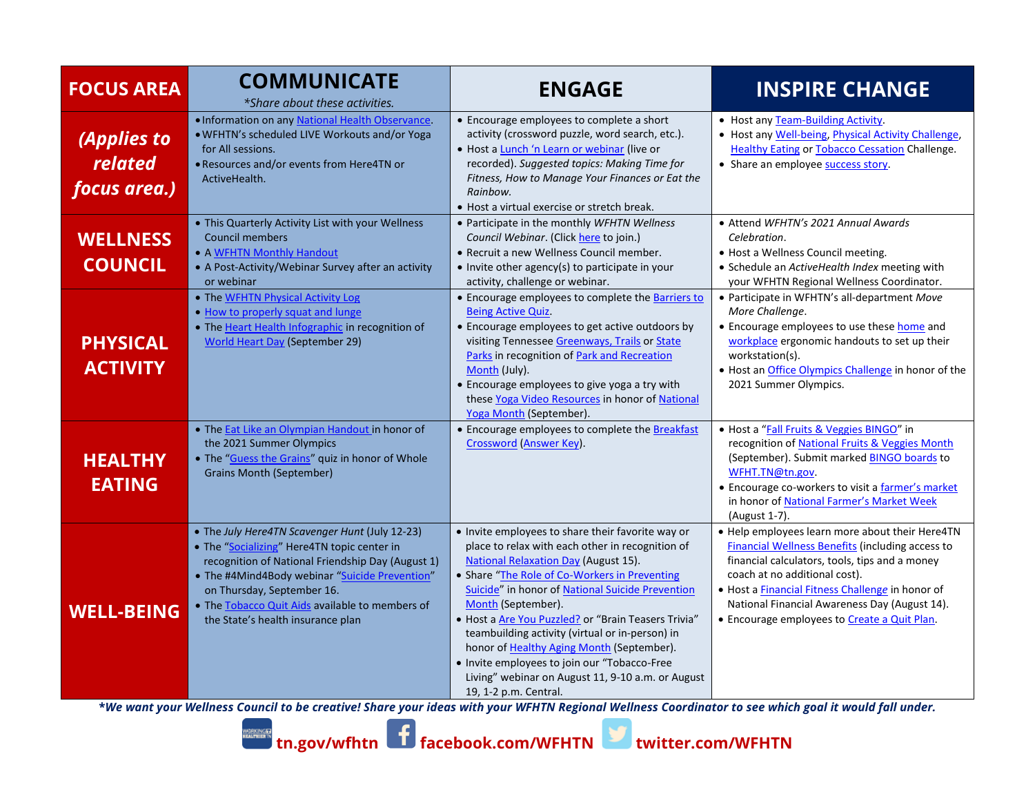| FOCUS AREA | COMMUNICATE<br>*Share about these activities. | ENGAGE | INSPIRE CHANGE |
|---|---|---|---|
| *(Applies to related focus area.)* | • Information on any National Health Observance.<br>• WFHTN's scheduled LIVE Workouts and/or Yoga for All sessions.<br>• Resources and/or events from Here4TN or ActiveHealth. | • Encourage employees to complete a short activity (crossword puzzle, word search, etc.).<br>• Host a Lunch 'n Learn or webinar (live or recorded). *Suggested topics: Making Time for Fitness, How to Manage Your Finances or Eat the Rainbow.*<br>• Host a virtual exercise or stretch break. | • Host any Team-Building Activity.<br>• Host any Well-being, Physical Activity Challenge, Healthy Eating or Tobacco Cessation Challenge.<br>• Share an employee success story. |
| **WELLNESS COUNCIL** | • This Quarterly Activity List with your Wellness Council members<br>• A WFHTN Monthly Handout<br>• A Post-Activity/Webinar Survey after an activity or webinar | • Participate in the monthly *WFHTN Wellness Council Webinar*. (Click here to join.)<br>• Recruit a new Wellness Council member.<br>• Invite other agency(s) to participate in your activity, challenge or webinar. | • Attend *WFHTN's 2021 Annual Awards Celebration*.<br>• Host a Wellness Council meeting.<br>• Schedule an *ActiveHealth Index* meeting with your WFHTN Regional Wellness Coordinator. |
| **PHYSICAL ACTIVITY** | • The WFHTN Physical Activity Log<br>• How to properly squat and lunge<br>• The Heart Health Infographic in recognition of World Heart Day (September 29) | • Encourage employees to complete the Barriers to Being Active Quiz.<br>• Encourage employees to get active outdoors by visiting Tennessee Greenways, Trails or State Parks in recognition of Park and Recreation Month (July).<br>• Encourage employees to give yoga a try with these Yoga Video Resources in honor of National Yoga Month (September). | • Participate in WFHTN's all-department *Move More Challenge*.<br>• Encourage employees to use these home and workplace ergonomic handouts to set up their workstation(s).<br>• Host an Office Olympics Challenge in honor of the 2021 Summer Olympics. |
| **HEALTHY EATING** | • The Eat Like an Olympian Handout in honor of the 2021 Summer Olympics<br>• The "Guess the Grains" quiz in honor of Whole Grains Month (September) | • Encourage employees to complete the Breakfast Crossword (Answer Key). | • Host a "Fall Fruits & Veggies BINGO" in recognition of National Fruits & Veggies Month (September). Submit marked BINGO boards to WFHT.TN@tn.gov.<br>• Encourage co-workers to visit a farmer's market in honor of National Farmer's Market Week (August 1-7). |
| **WELL-BEING** | • The *July Here4TN Scavenger Hunt* (July 12-23)<br>• The "Socializing" Here4TN topic center in recognition of National Friendship Day (August 1)<br>• The #4Mind4Body webinar "Suicide Prevention" on Thursday, September 16.<br>• The Tobacco Quit Aids available to members of the State's health insurance plan | • Invite employees to share their favorite way or place to relax with each other in recognition of National Relaxation Day (August 15).<br>• Share "The Role of Co-Workers in Preventing Suicide" in honor of National Suicide Prevention Month (September).<br>• Host a Are You Puzzled? or "Brain Teasers Trivia" teambuilding activity (virtual or in-person) in honor of Healthy Aging Month (September).<br>• Invite employees to join our "Tobacco-Free Living" webinar on August 11, 9-10 a.m. or August 19, 1-2 p.m. Central. | • Help employees learn more about their Here4TN Financial Wellness Benefits (including access to financial calculators, tools, tips and a money coach at no additional cost).<br>• Host a Financial Fitness Challenge in honor of National Financial Awareness Day (August 14).<br>• Encourage employees to Create a Quit Plan. |

***We want your Wellness Council to be creative! Share your ideas with your WFHTN Regional Wellness Coordinator to see which goal it would fall under.***

**tn.gov/wfhtn** **facebook.com/WFHTN** **twitter.com/WFHTN**